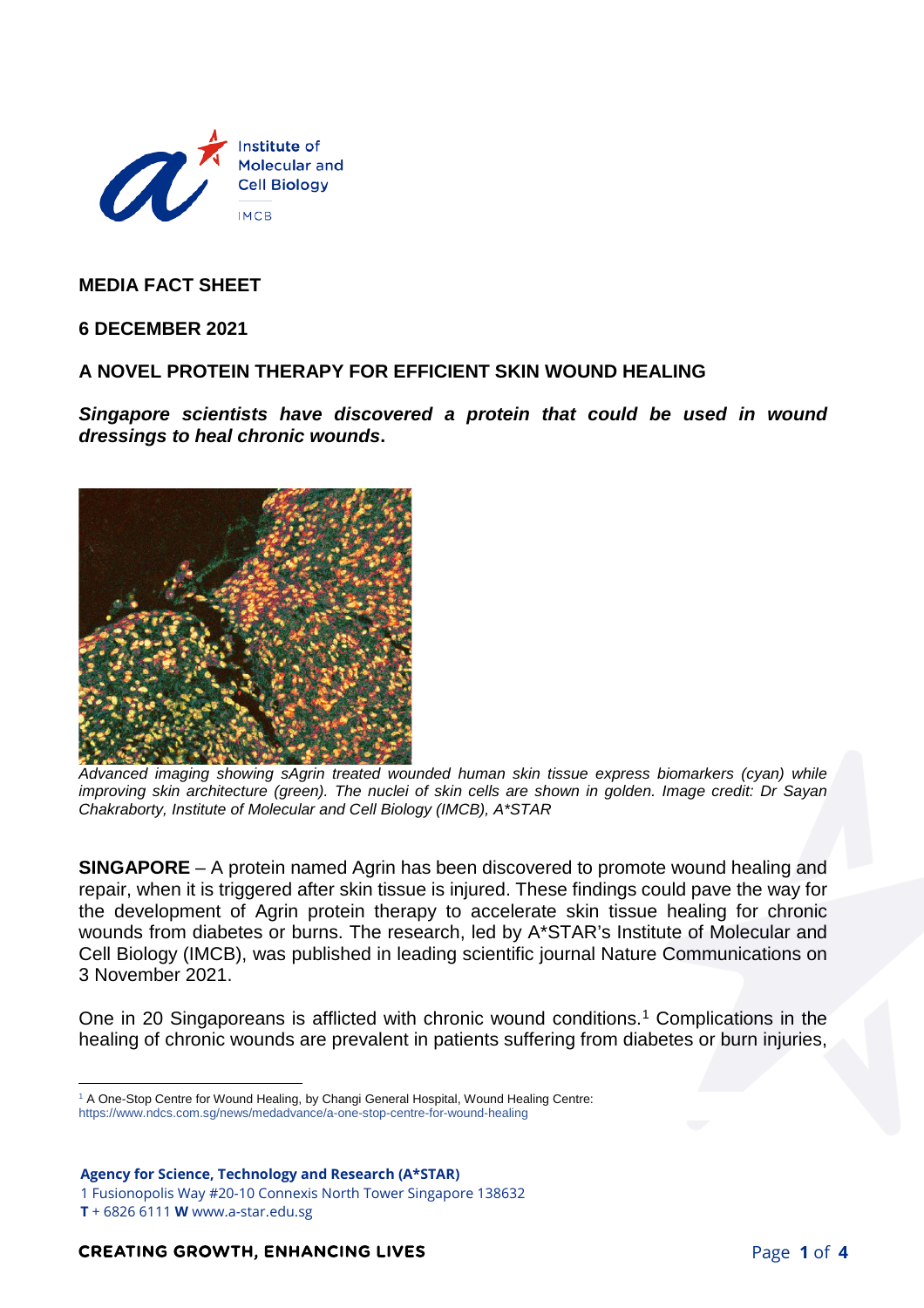**MEDIA FACT SHEET**

**6 DECEMBER 2021**

# A NOVEL PROTEIN THERAPY FOR EFFICIENT SKIN WOUND HEALING

***Singapore scientists have discovered a protein that could be used in wound dressings to heal chronic wounds.***

*Advanced imaging showing sAgrin treated wounded human skin tissue express biomarkers (cyan) while improving skin architecture (green). The nuclei of skin cells are shown in golden. Image credit: Dr Sayan Chakraborty, Institute of Molecular and Cell Biology (IMCB), A*STAR*

**SINGAPORE** – A protein named Agrin has been discovered to promote wound healing and repair, when it is triggered after skin tissue is injured. These findings could pave the way for the development of Agrin protein therapy to accelerate skin tissue healing for chronic wounds from diabetes or burns. The research, led by A*STAR's Institute of Molecular and Cell Biology (IMCB), was published in leading scientific journal Nature Communications on 3 November 2021.

One in 20 Singaporeans is afflicted with chronic wound conditions.[1] Complications in the healing of chronic wounds are prevalent in patients suffering from diabetes or burn injuries,

---

[1] A One-Stop Centre for Wound Healing, by Changi General Hospital, Wound Healing Centre: https://www.ndcs.com.sg/news/medadvance/a-one-stop-centre-for-wound-healing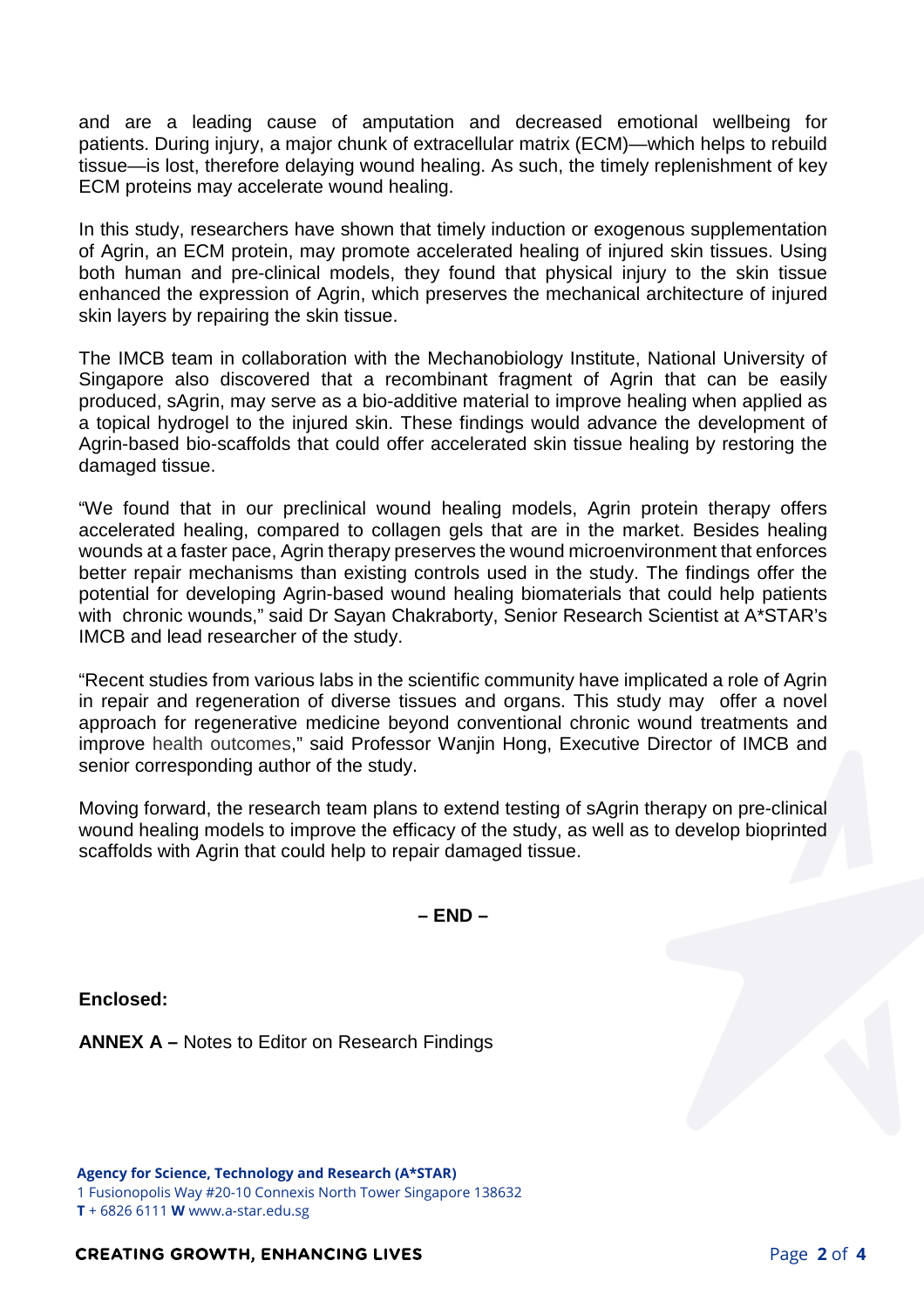and are a leading cause of amputation and decreased emotional wellbeing for patients. During injury, a major chunk of extracellular matrix (ECM)—which helps to rebuild tissue—is lost, therefore delaying wound healing. As such, the timely replenishment of key ECM proteins may accelerate wound healing.

In this study, researchers have shown that timely induction or exogenous supplementation of Agrin, an ECM protein, may promote accelerated healing of injured skin tissues. Using both human and pre-clinical models, they found that physical injury to the skin tissue enhanced the expression of Agrin, which preserves the mechanical architecture of injured skin layers by repairing the skin tissue.

The IMCB team in collaboration with the Mechanobiology Institute, National University of Singapore also discovered that a recombinant fragment of Agrin that can be easily produced, sAgrin, may serve as a bio-additive material to improve healing when applied as a topical hydrogel to the injured skin. These findings would advance the development of Agrin-based bio-scaffolds that could offer accelerated skin tissue healing by restoring the damaged tissue.

"We found that in our preclinical wound healing models, Agrin protein therapy offers accelerated healing, compared to collagen gels that are in the market. Besides healing wounds at a faster pace, Agrin therapy preserves the wound microenvironment that enforces better repair mechanisms than existing controls used in the study. The findings offer the potential for developing Agrin-based wound healing biomaterials that could help patients with chronic wounds," said Dr Sayan Chakraborty, Senior Research Scientist at A*STAR's IMCB and lead researcher of the study.

"Recent studies from various labs in the scientific community have implicated a role of Agrin in repair and regeneration of diverse tissues and organs. This study may offer a novel approach for regenerative medicine beyond conventional chronic wound treatments and improve health outcomes," said Professor Wanjin Hong, Executive Director of IMCB and senior corresponding author of the study.

Moving forward, the research team plans to extend testing of sAgrin therapy on pre-clinical wound healing models to improve the efficacy of the study, as well as to develop bioprinted scaffolds with Agrin that could help to repair damaged tissue.

**– END –**

**Enclosed:**

**ANNEX A –** Notes to Editor on Research Findings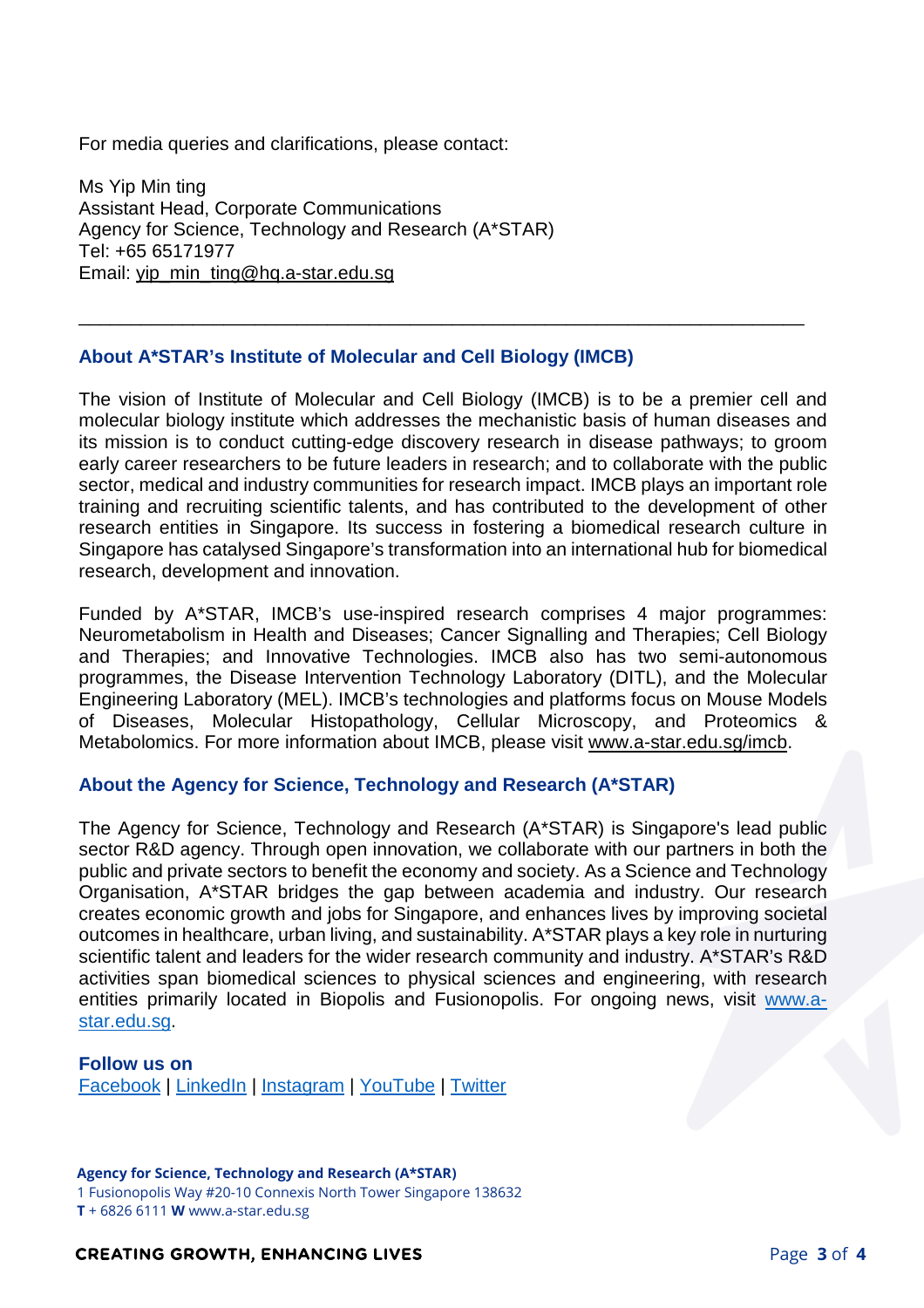For media queries and clarifications, please contact:

Ms Yip Min ting
Assistant Head, Corporate Communications
Agency for Science, Technology and Research (A*STAR)
Tel: +65 65171977
Email: yip_min_ting@hq.a-star.edu.sg

---

## About A*STAR's Institute of Molecular and Cell Biology (IMCB)

The vision of Institute of Molecular and Cell Biology (IMCB) is to be a premier cell and molecular biology institute which addresses the mechanistic basis of human diseases and its mission is to conduct cutting-edge discovery research in disease pathways; to groom early career researchers to be future leaders in research; and to collaborate with the public sector, medical and industry communities for research impact. IMCB plays an important role training and recruiting scientific talents, and has contributed to the development of other research entities in Singapore. Its success in fostering a biomedical research culture in Singapore has catalysed Singapore's transformation into an international hub for biomedical research, development and innovation.

Funded by A*STAR, IMCB's use-inspired research comprises 4 major programmes: Neurometabolism in Health and Diseases; Cancer Signalling and Therapies; Cell Biology and Therapies; and Innovative Technologies. IMCB also has two semi-autonomous programmes, the Disease Intervention Technology Laboratory (DITL), and the Molecular Engineering Laboratory (MEL). IMCB's technologies and platforms focus on Mouse Models of Diseases, Molecular Histopathology, Cellular Microscopy, and Proteomics & Metabolomics. For more information about IMCB, please visit www.a-star.edu.sg/imcb.

## About the Agency for Science, Technology and Research (A*STAR)

The Agency for Science, Technology and Research (A*STAR) is Singapore's lead public sector R&D agency. Through open innovation, we collaborate with our partners in both the public and private sectors to benefit the economy and society. As a Science and Technology Organisation, A*STAR bridges the gap between academia and industry. Our research creates economic growth and jobs for Singapore, and enhances lives by improving societal outcomes in healthcare, urban living, and sustainability. A*STAR plays a key role in nurturing scientific talent and leaders for the wider research community and industry. A*STAR's R&D activities span biomedical sciences to physical sciences and engineering, with research entities primarily located in Biopolis and Fusionopolis. For ongoing news, visit www.a-star.edu.sg.

**Follow us on**
Facebook | LinkedIn | Instagram | YouTube | Twitter

**Agency for Science, Technology and Research (A*STAR)**
1 Fusionopolis Way #20-10 Connexis North Tower Singapore 138632
**T** + 6826 6111 **W** www.a-star.edu.sg

**CREATING GROWTH, ENHANCING LIVES**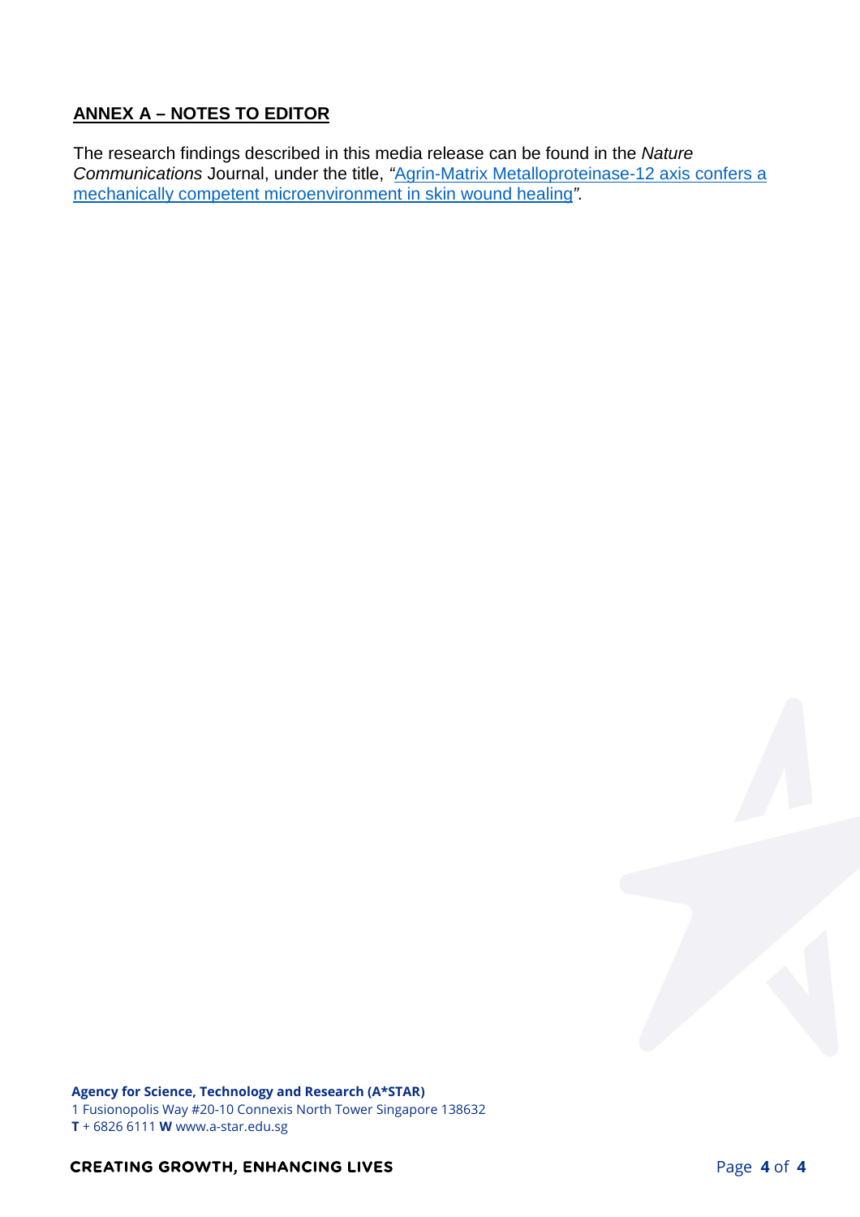## ANNEX A – NOTES TO EDITOR

The research findings described in this media release can be found in the *Nature Communications* Journal, under the title, *"*Agrin-Matrix Metalloproteinase-12 axis confers a mechanically competent microenvironment in skin wound healing*".*

**Agency for Science, Technology and Research (A*STAR)**
1 Fusionopolis Way #20-10 Connexis North Tower Singapore 138632
**T** + 6826 6111 **W** www.a-star.edu.sg

**CREATING GROWTH, ENHANCING LIVES**